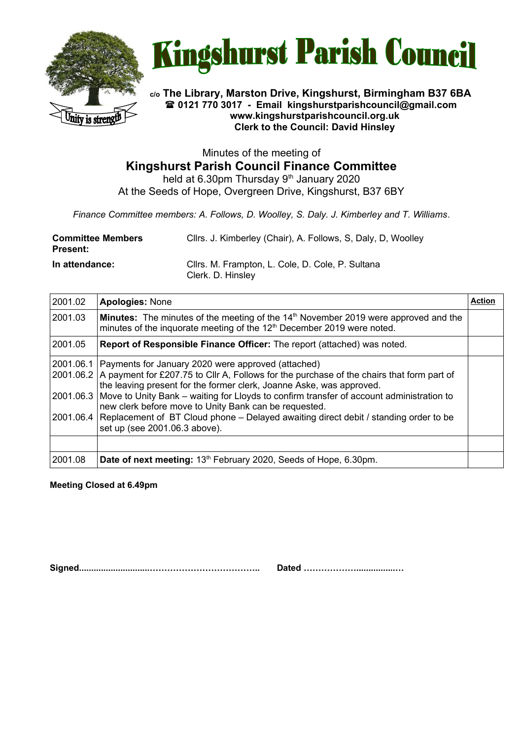# Kingshurst Parish Council

**c/o The Library, Marston Drive, Kingshurst, Birmingham B37 6BA**
**☎ 0121 770 3017 - Email kingshurstparishcouncil@gmail.com**
**www.kingshurstparishcouncil.org.uk**
**Clerk to the Council: David Hinsley**

Minutes of the meeting of

## Kingshurst Parish Council Finance Committee

held at 6.30pm Thursday 9th January 2020
At the Seeds of Hope, Overgreen Drive, Kingshurst, B37 6BY

*Finance Committee members: A. Follows, D. Woolley, S. Daly. J. Kimberley and T. Williams.*

| | |
|---|---|
| **Committee Members Present:** | Cllrs. J. Kimberley (Chair), A. Follows, S, Daly, D, Woolley |
| **In attendance:** | Cllrs. M. Frampton, L. Cole, D. Cole, P. Sultana<br>Clerk. D. Hinsley |

| | | **Action** |
|---|---|---|
| 2001.02 | **Apologies:** None | |
| 2001.03 | **Minutes:** The minutes of the meeting of the 14th November 2019 were approved and the minutes of the inquorate meeting of the 12th December 2019 were noted. | |
| 2001.05 | **Report of Responsible Finance Officer:** The report (attached) was noted. | |
| 2001.06.1<br>2001.06.2<br><br>2001.06.3<br><br>2001.06.4 | Payments for January 2020 were approved (attached)<br>A payment for £207.75 to Cllr A, Follows for the purchase of the chairs that form part of the leaving present for the former clerk, Joanne Aske, was approved.<br>Move to Unity Bank – waiting for Lloyds to confirm transfer of account administration to new clerk before move to Unity Bank can be requested.<br>Replacement of BT Cloud phone – Delayed awaiting direct debit / standing order to be set up (see 2001.06.3 above). | |
| | | |
| 2001.08 | **Date of next meeting:** 13th February 2020, Seeds of Hope, 6.30pm. | |

**Meeting Closed at 6.49pm**

**Signed..........................…………………………….. Dated ………………...............…**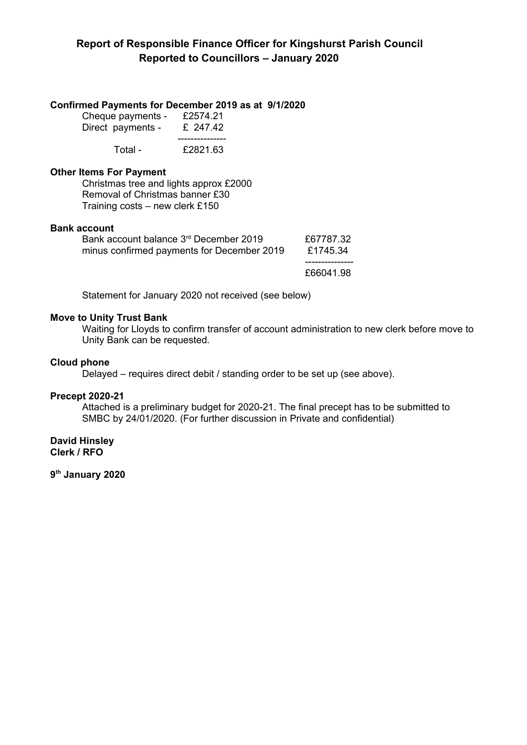**Report of Responsible Finance Officer for Kingshurst Parish Council**
**Reported to Councillors – January 2020**

**Confirmed Payments for December 2019 as at 9/1/2020**

| | |
|---|---|
| Cheque payments - | £2574.21 |
| Direct payments - | £ 247.42 |
| | --------------- |
| Total - | £2821.63 |

**Other Items For Payment**

Christmas tree and lights approx £2000
Removal of Christmas banner £30
Training costs – new clerk £150

**Bank account**

| | |
|---|---|
| Bank account balance 3rd December 2019 | £67787.32 |
| minus confirmed payments for December 2019 | £1745.34 |
| | --------------- |
| | £66041.98 |

Statement for January 2020 not received (see below)

**Move to Unity Trust Bank**

Waiting for Lloyds to confirm transfer of account administration to new clerk before move to Unity Bank can be requested.

**Cloud phone**

Delayed – requires direct debit / standing order to be set up (see above).

**Precept 2020-21**

Attached is a preliminary budget for 2020-21. The final precept has to be submitted to SMBC by 24/01/2020. (For further discussion in Private and confidential)

**David Hinsley**
**Clerk / RFO**

**9th January 2020**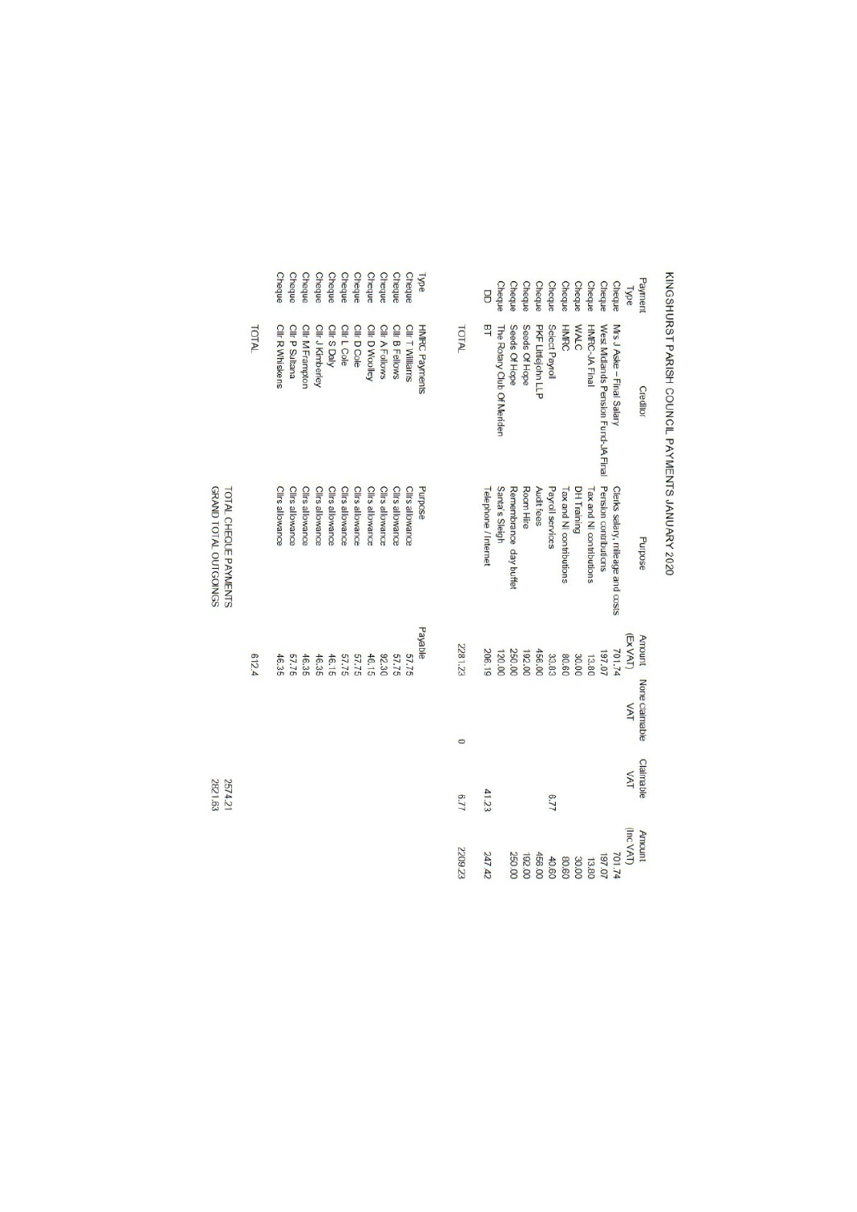# KINGSHURST PARISH COUNCIL PAYMENTS JANUARY 2020

| Payment Type | Creditor | Purpose | Amount (Ex VAT) | None claimable VAT | Claimable VAT | Amount (Inc VAT) |
|---|---|---|---|---|---|---|
| Cheque | Mrs J Aske – Final Salary | Clerks salary, mileage and costs | 701.74 | | | 701.74 |
| Cheque | West Midlands Pension Fund-JA Final | Pension contributions | 197.07 | | | 197.07 |
| Cheque | HMRC-JA Final | Tax and NI contibutions | 13.80 | | | 13.80 |
| Cheque | WALC | DH Training | 30.00 | | | 30.00 |
| Cheque | HMRC | Tax and NI contibutions | 80.60 | | | 80.60 |
| Cheque | Select Payroll | Payroll services | 33.83 | | 6.77 | 40.60 |
| Cheque | PKF Littlejohn LLP | Audit fees | 456.00 | | | 456.00 |
| Cheque | Seeds Of Hope | Room Hire | 192.00 | | | 192.00 |
| Cheque | Seeds Of Hope | Remembrance day buffet | 250.00 | | | 250.00 |
| Cheque | The Rotary Club Of Meriden | Santa's Sleigh | 120.00 | | | |
| DD | BT | Telephone / Internet | 206.19 | | 41.23 | 247.42 |
| | TOTAL | | 2281.23 | 0 | 6.77 | 2209.23 |

| Type | | Purpose | Payable |
|---|---|---|---|
| Cheque | HMRC Payments | | |
| Cheque | Cllr T Williams | Cllrs allowance | 57.75 |
| Cheque | Cllr B Fellows | Cllrs allowance | 57.75 |
| Cheque | Cllr A Follows | Cllrs allowance | 92.30 |
| Cheque | Cllr D Woolley | Cllrs allowance | 46.15 |
| Cheque | Cllr D Cole | Cllrs allowance | 57.75 |
| Cheque | Cllr L Cole | Cllrs allowance | 57.75 |
| Cheque | Cllr S Daly | Cllrs allowance | 46.16 |
| Cheque | Cllr J Kimberley | Cllrs allowance | 46.35 |
| Cheque | Cllr M Frampton | Cllrs allowance | 46.35 |
| Cheque | Cllr P Sultana | Cllrs allowance | 57.75 |
| Cheque | Cllr R Whiskens | Cllrs allowance | 46.35 |
| | TOTAL | | 612.4 |

| | |
|---|---|
| TOTAL CHEQUE PAYMENTS | 2574.21 |
| GRAND TOTAL OUTGOINGS | 2821.63 |